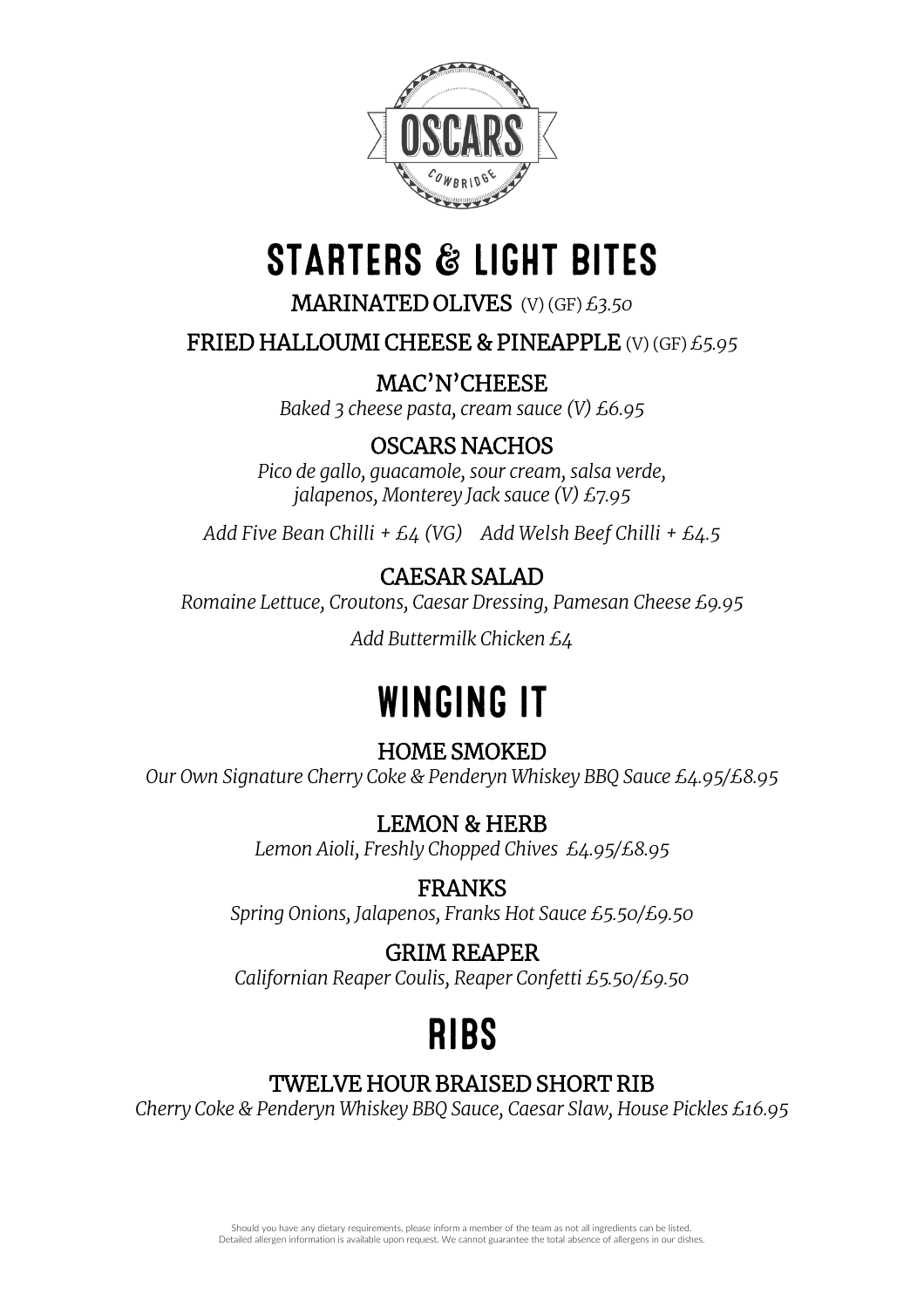# OSCARS

COWBRIDGE

## STARTERS & LIGHT BITES

### MARINATED OLIVES (V) (GF) *£3.50*

### FRIED HALLOUMI CHEESE & PINEAPPLE (V) (GF) *£5.95*

### MAC'N'CHEESE

*Baked 3 cheese pasta, cream sauce (V) £6.95*

### OSCARS NACHOS

*Pico de gallo, guacamole, sour cream, salsa verde, jalapenos, Monterey Jack sauce (V) £7.95*

*Add Five Bean Chilli + £4 (VG)    Add Welsh Beef Chilli + £4.5*

### CAESAR SALAD

*Romaine Lettuce, Croutons, Caesar Dressing, Pamesan Cheese £9.95*

*Add Buttermilk Chicken £4*

## WINGING IT

### HOME SMOKED

*Our Own Signature Cherry Coke & Penderyn Whiskey BBQ Sauce £4.95/£8.95*

### LEMON & HERB

*Lemon Aioli, Freshly Chopped Chives £4.95/£8.95*

### FRANKS

*Spring Onions, Jalapenos, Franks Hot Sauce £5.50/£9.50*

### GRIM REAPER

*Californian Reaper Coulis, Reaper Confetti £5.50/£9.50*

## RIBS

### TWELVE HOUR BRAISED SHORT RIB

*Cherry Coke & Penderyn Whiskey BBQ Sauce, Caesar Slaw, House Pickles £16.95*

Should you have any dietary requirements, please inform a member of the team as not all ingredients can be listed.
Detailed allergen information is available upon request. We cannot guarantee the total absence of allergens in our dishes.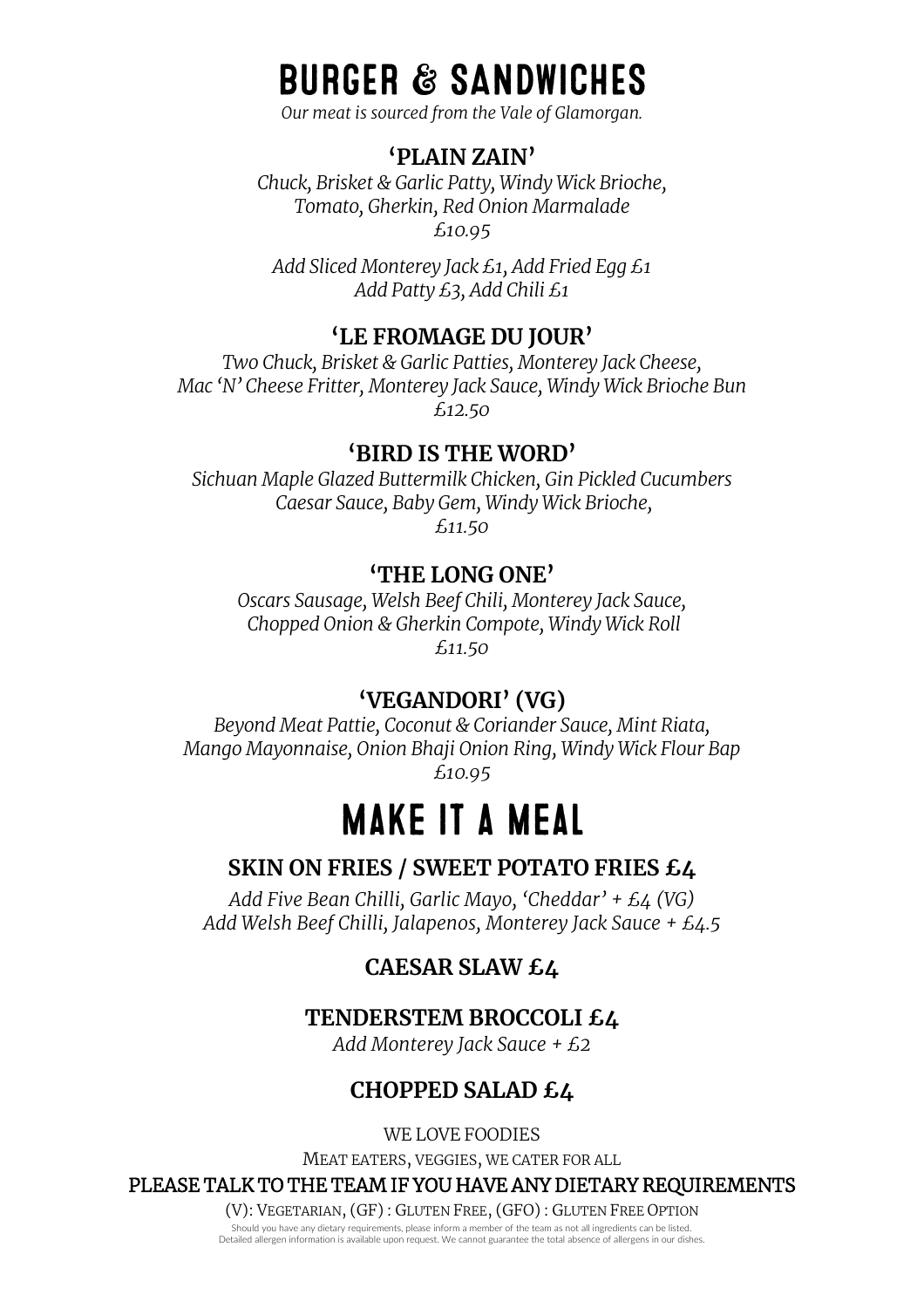# BURGER & SANDWICHES

*Our meat is sourced from the Vale of Glamorgan.*

## 'PLAIN ZAIN'

*Chuck, Brisket & Garlic Patty, Windy Wick Brioche,*
*Tomato, Gherkin, Red Onion Marmalade*
*£10.95*

*Add Sliced Monterey Jack £1, Add Fried Egg £1*
*Add Patty £3, Add Chili £1*

## 'LE FROMAGE DU JOUR'

*Two Chuck, Brisket & Garlic Patties, Monterey Jack Cheese,*
*Mac 'N' Cheese Fritter, Monterey Jack Sauce, Windy Wick Brioche Bun*
*£12.50*

## 'BIRD IS THE WORD'

*Sichuan Maple Glazed Buttermilk Chicken, Gin Pickled Cucumbers*
*Caesar Sauce, Baby Gem, Windy Wick Brioche,*
*£11.50*

## 'THE LONG ONE'

*Oscars Sausage, Welsh Beef Chili, Monterey Jack Sauce,*
*Chopped Onion & Gherkin Compote, Windy Wick Roll*
*£11.50*

## 'VEGANDORI' (VG)

*Beyond Meat Pattie, Coconut & Coriander Sauce, Mint Riata,*
*Mango Mayonnaise, Onion Bhaji Onion Ring, Windy Wick Flour Bap*
*£10.95*

# MAKE IT A MEAL

## SKIN ON FRIES / SWEET POTATO FRIES £4

*Add Five Bean Chilli, Garlic Mayo, 'Cheddar' + £4 (VG)*
*Add Welsh Beef Chilli, Jalapenos, Monterey Jack Sauce + £4.5*

## CAESAR SLAW £4

## TENDERSTEM BROCCOLI £4

*Add Monterey Jack Sauce + £2*

## CHOPPED SALAD £4

WE LOVE FOODIES

MEAT EATERS, VEGGIES, WE CATER FOR ALL

**PLEASE TALK TO THE TEAM IF YOU HAVE ANY DIETARY REQUIREMENTS**

(V): VEGETARIAN, (GF) : GLUTEN FREE, (GFO) : GLUTEN FREE OPTION

Should you have any dietary requirements, please inform a member of the team as not all ingredients can be listed.
Detailed allergen information is available upon request. We cannot guarantee the total absence of allergens in our dishes.